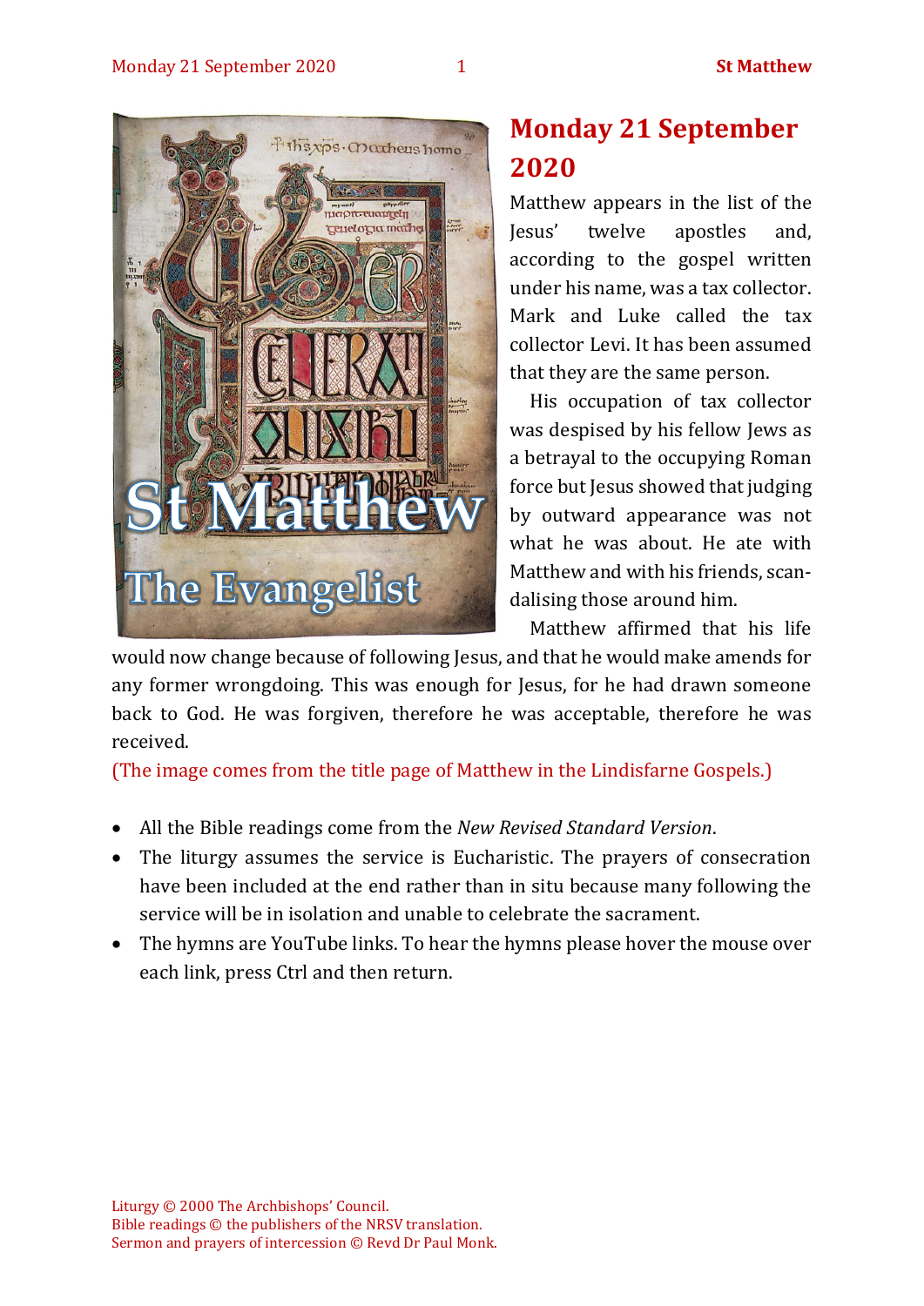# Monday 21 September 2020

Matthew appears in the list of the Jesus' twelve apostles and, according to the gospel written under his name, was a tax collector. Mark and Luke called the tax collector Levi. It has been assumed that they are the same person.

His occupation of tax collector was despised by his fellow Jews as a betrayal to the occupying Roman force but Jesus showed that judging by outward appearance was not what he was about. He ate with Matthew and with his friends, scandalising those around him.

Matthew affirmed that his life would now change because of following Jesus, and that he would make amends for any former wrongdoing. This was enough for Jesus, for he had drawn someone back to God. He was forgiven, therefore he was acceptable, therefore he was received.

(The image comes from the title page of Matthew in the Lindisfarne Gospels.)

- All the Bible readings come from the *New Revised Standard Version*.
- The liturgy assumes the service is Eucharistic. The prayers of consecration have been included at the end rather than in situ because many following the service will be in isolation and unable to celebrate the sacrament.
- The hymns are YouTube links. To hear the hymns please hover the mouse over each link, press Ctrl and then return.

Liturgy © 2000 The Archbishops' Council.
Bible readings © the publishers of the NRSV translation.
Sermon and prayers of intercession © Revd Dr Paul Monk.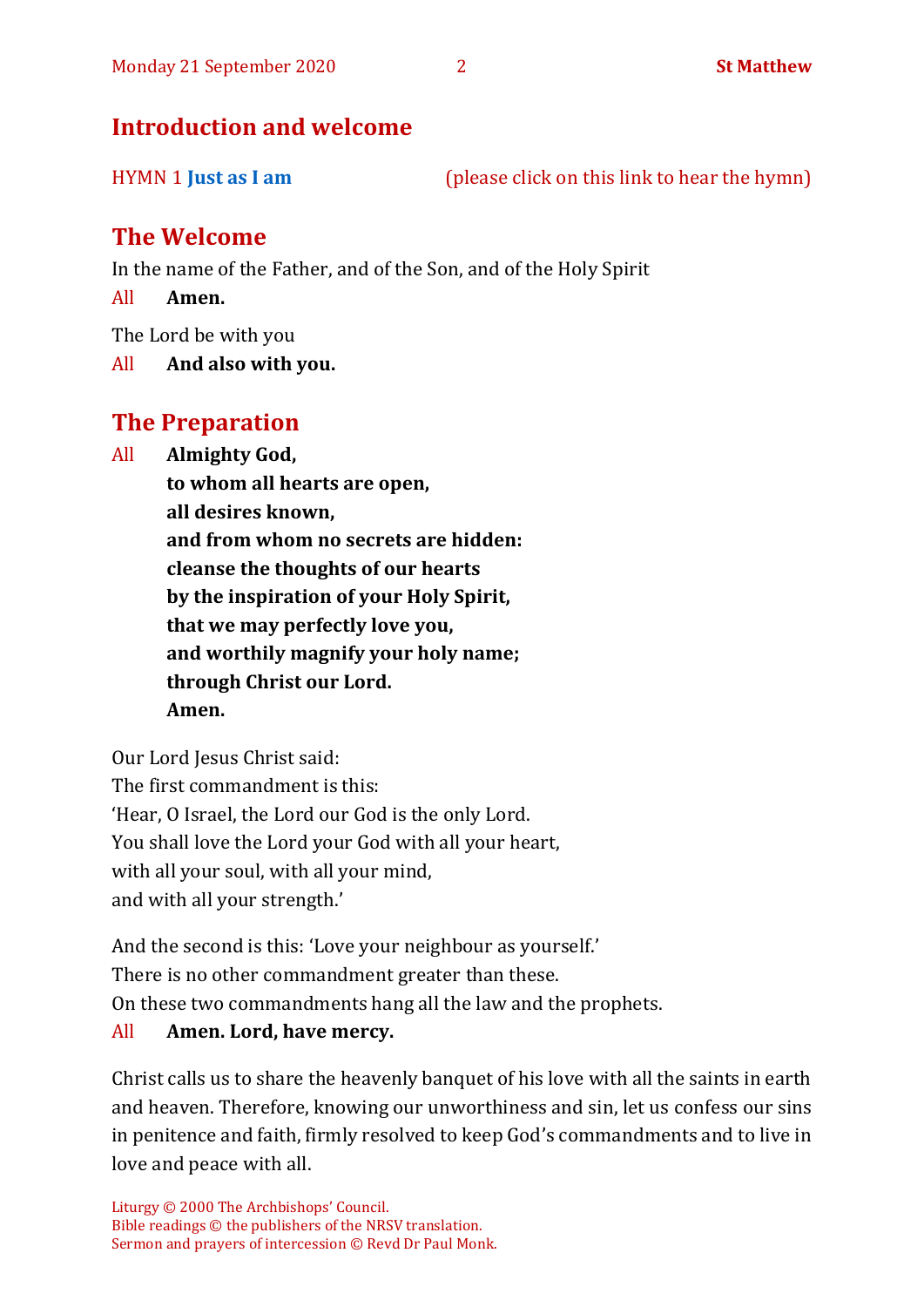## Introduction and welcome

HYMN 1 **Just as I am** (please click on this link to hear the hymn)

## The Welcome

In the name of the Father, and of the Son, and of the Holy Spirit

All **Amen.**

The Lord be with you

All **And also with you.**

## The Preparation

All **Almighty God,**
**to whom all hearts are open,**
**all desires known,**
**and from whom no secrets are hidden:**
**cleanse the thoughts of our hearts**
**by the inspiration of your Holy Spirit,**
**that we may perfectly love you,**
**and worthily magnify your holy name;**
**through Christ our Lord.**
**Amen.**

Our Lord Jesus Christ said:
The first commandment is this:
'Hear, O Israel, the Lord our God is the only Lord.
You shall love the Lord your God with all your heart,
with all your soul, with all your mind,
and with all your strength.'

And the second is this: 'Love your neighbour as yourself.'
There is no other commandment greater than these.
On these two commandments hang all the law and the prophets.

All **Amen. Lord, have mercy.**

Christ calls us to share the heavenly banquet of his love with all the saints in earth and heaven. Therefore, knowing our unworthiness and sin, let us confess our sins in penitence and faith, firmly resolved to keep God's commandments and to live in love and peace with all.

Liturgy © 2000 The Archbishops' Council.
Bible readings © the publishers of the NRSV translation.
Sermon and prayers of intercession © Revd Dr Paul Monk.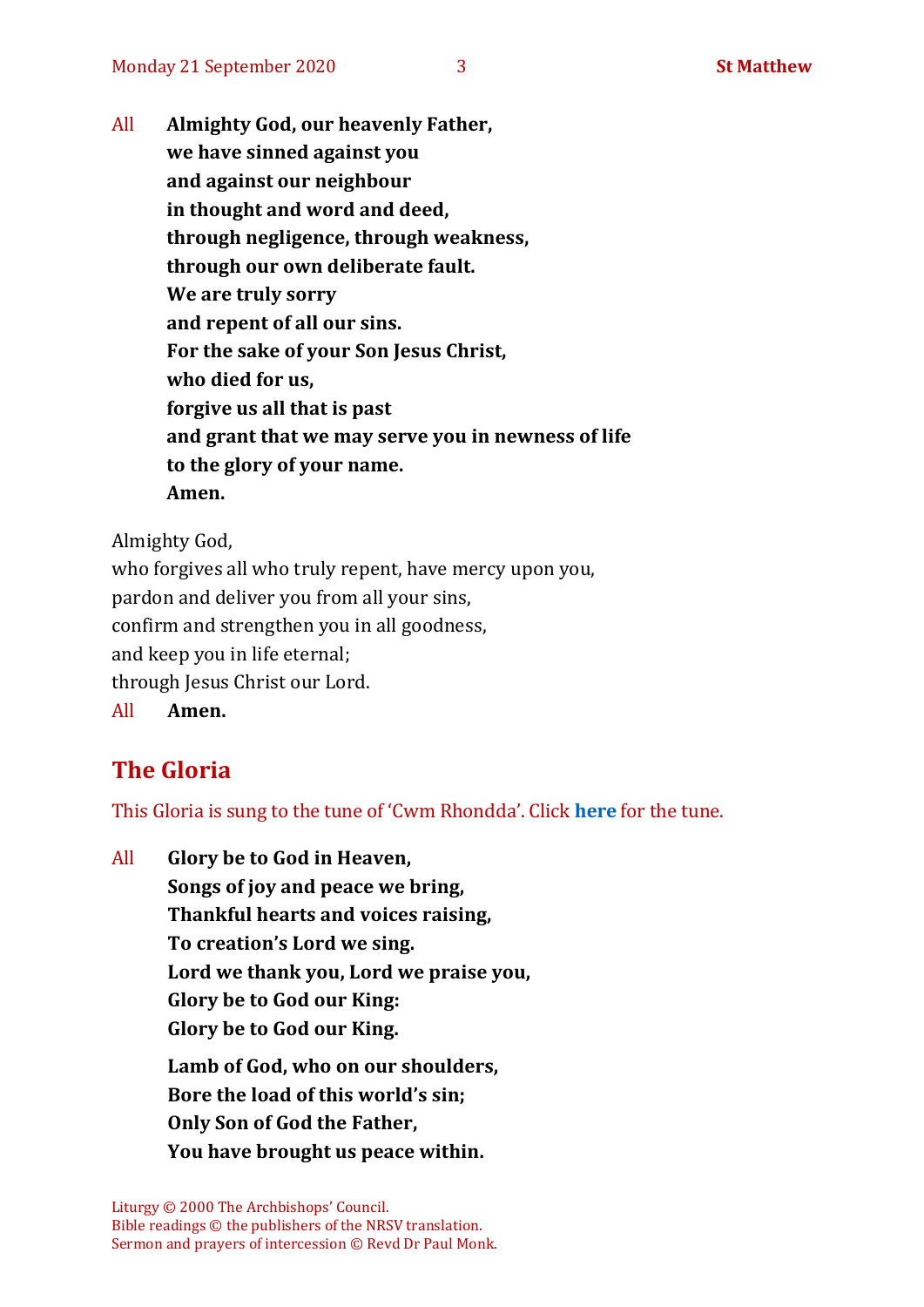All **Almighty God, our heavenly Father,**
**we have sinned against you**
**and against our neighbour**
**in thought and word and deed,**
**through negligence, through weakness,**
**through our own deliberate fault.**
**We are truly sorry**
**and repent of all our sins.**
**For the sake of your Son Jesus Christ,**
**who died for us,**
**forgive us all that is past**
**and grant that we may serve you in newness of life**
**to the glory of your name.**
**Amen.**

Almighty God,
who forgives all who truly repent, have mercy upon you,
pardon and deliver you from all your sins,
confirm and strengthen you in all goodness,
and keep you in life eternal;
through Jesus Christ our Lord.
All **Amen.**

## The Gloria

This Gloria is sung to the tune of 'Cwm Rhondda'. Click **here** for the tune.

All **Glory be to God in Heaven,**
**Songs of joy and peace we bring,**
**Thankful hearts and voices raising,**
**To creation's Lord we sing.**
**Lord we thank you, Lord we praise you,**
**Glory be to God our King:**
**Glory be to God our King.**

**Lamb of God, who on our shoulders,**
**Bore the load of this world's sin;**
**Only Son of God the Father,**
**You have brought us peace within.**

Liturgy © 2000 The Archbishops' Council.
Bible readings © the publishers of the NRSV translation.
Sermon and prayers of intercession © Revd Dr Paul Monk.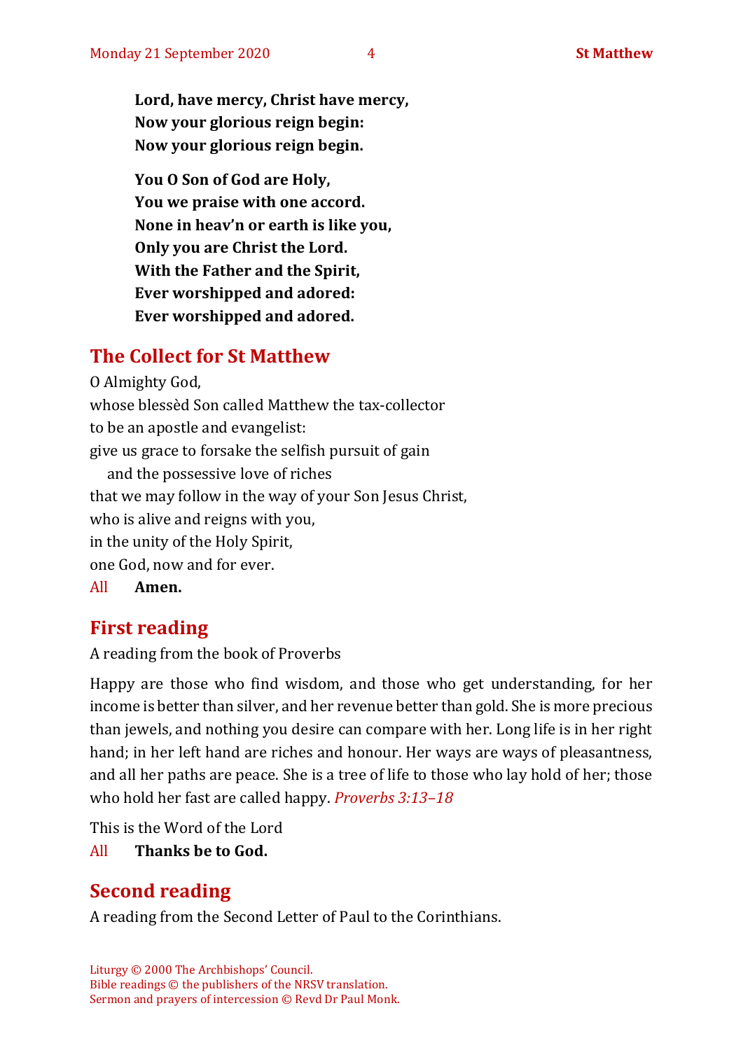**Lord, have mercy, Christ have mercy,**
**Now your glorious reign begin:**
**Now your glorious reign begin.**

**You O Son of God are Holy,**
**You we praise with one accord.**
**None in heav'n or earth is like you,**
**Only you are Christ the Lord.**
**With the Father and the Spirit,**
**Ever worshipped and adored:**
**Ever worshipped and adored.**

## The Collect for St Matthew

O Almighty God,
whose blessèd Son called Matthew the tax-collector
to be an apostle and evangelist:
give us grace to forsake the selfish pursuit of gain
  and the possessive love of riches
that we may follow in the way of your Son Jesus Christ,
who is alive and reigns with you,
in the unity of the Holy Spirit,
one God, now and for ever.

All **Amen.**

## First reading

A reading from the book of Proverbs

Happy are those who find wisdom, and those who get understanding, for her income is better than silver, and her revenue better than gold. She is more precious than jewels, and nothing you desire can compare with her. Long life is in her right hand; in her left hand are riches and honour. Her ways are ways of pleasantness, and all her paths are peace. She is a tree of life to those who lay hold of her; those who hold her fast are called happy. *Proverbs 3:13–18*

This is the Word of the Lord

All **Thanks be to God.**

## Second reading

A reading from the Second Letter of Paul to the Corinthians.

Liturgy © 2000 The Archbishops' Council.
Bible readings © the publishers of the NRSV translation.
Sermon and prayers of intercession © Revd Dr Paul Monk.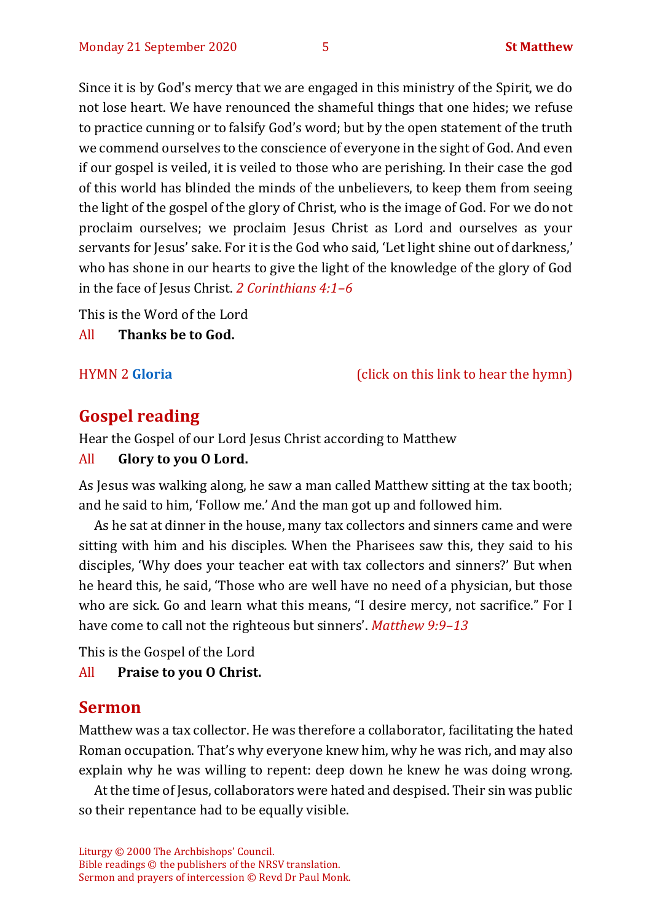Since it is by God's mercy that we are engaged in this ministry of the Spirit, we do not lose heart. We have renounced the shameful things that one hides; we refuse to practice cunning or to falsify God's word; but by the open statement of the truth we commend ourselves to the conscience of everyone in the sight of God. And even if our gospel is veiled, it is veiled to those who are perishing. In their case the god of this world has blinded the minds of the unbelievers, to keep them from seeing the light of the gospel of the glory of Christ, who is the image of God. For we do not proclaim ourselves; we proclaim Jesus Christ as Lord and ourselves as your servants for Jesus' sake. For it is the God who said, 'Let light shine out of darkness,' who has shone in our hearts to give the light of the knowledge of the glory of God in the face of Jesus Christ. *2 Corinthians 4:1–6*

This is the Word of the Lord

All **Thanks be to God.**

HYMN 2 **Gloria** (click on this link to hear the hymn)

## Gospel reading

Hear the Gospel of our Lord Jesus Christ according to Matthew

All **Glory to you O Lord.**

As Jesus was walking along, he saw a man called Matthew sitting at the tax booth; and he said to him, 'Follow me.' And the man got up and followed him.

As he sat at dinner in the house, many tax collectors and sinners came and were sitting with him and his disciples. When the Pharisees saw this, they said to his disciples, 'Why does your teacher eat with tax collectors and sinners?' But when he heard this, he said, 'Those who are well have no need of a physician, but those who are sick. Go and learn what this means, "I desire mercy, not sacrifice." For I have come to call not the righteous but sinners'. *Matthew 9:9–13*

This is the Gospel of the Lord

All **Praise to you O Christ.**

## Sermon

Matthew was a tax collector. He was therefore a collaborator, facilitating the hated Roman occupation. That's why everyone knew him, why he was rich, and may also explain why he was willing to repent: deep down he knew he was doing wrong.

At the time of Jesus, collaborators were hated and despised. Their sin was public so their repentance had to be equally visible.

Liturgy © 2000 The Archbishops' Council.
Bible readings © the publishers of the NRSV translation.
Sermon and prayers of intercession © Revd Dr Paul Monk.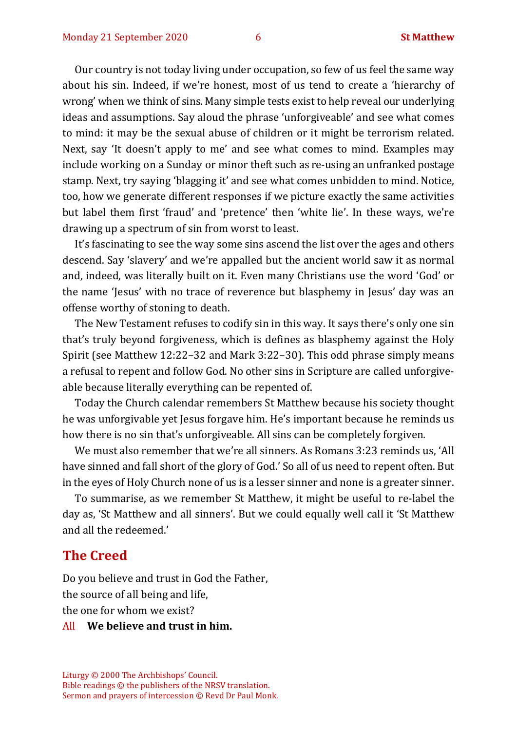Our country is not today living under occupation, so few of us feel the same way about his sin. Indeed, if we're honest, most of us tend to create a 'hierarchy of wrong' when we think of sins. Many simple tests exist to help reveal our underlying ideas and assumptions. Say aloud the phrase 'unforgiveable' and see what comes to mind: it may be the sexual abuse of children or it might be terrorism related. Next, say 'It doesn't apply to me' and see what comes to mind. Examples may include working on a Sunday or minor theft such as re-using an unfranked postage stamp. Next, try saying 'blagging it' and see what comes unbidden to mind. Notice, too, how we generate different responses if we picture exactly the same activities but label them first 'fraud' and 'pretence' then 'white lie'. In these ways, we're drawing up a spectrum of sin from worst to least.

It's fascinating to see the way some sins ascend the list over the ages and others descend. Say 'slavery' and we're appalled but the ancient world saw it as normal and, indeed, was literally built on it. Even many Christians use the word 'God' or the name 'Jesus' with no trace of reverence but blasphemy in Jesus' day was an offense worthy of stoning to death.

The New Testament refuses to codify sin in this way. It says there's only one sin that's truly beyond forgiveness, which is defines as blasphemy against the Holy Spirit (see Matthew 12:22–32 and Mark 3:22–30). This odd phrase simply means a refusal to repent and follow God. No other sins in Scripture are called unforgiveable because literally everything can be repented of.

Today the Church calendar remembers St Matthew because his society thought he was unforgivable yet Jesus forgave him. He's important because he reminds us how there is no sin that's unforgiveable. All sins can be completely forgiven.

We must also remember that we're all sinners. As Romans 3:23 reminds us, 'All have sinned and fall short of the glory of God.' So all of us need to repent often. But in the eyes of Holy Church none of us is a lesser sinner and none is a greater sinner.

To summarise, as we remember St Matthew, it might be useful to re-label the day as, 'St Matthew and all sinners'. But we could equally well call it 'St Matthew and all the redeemed.'

## The Creed

Do you believe and trust in God the Father,
the source of all being and life,
the one for whom we exist?

All **We believe and trust in him.**

Liturgy © 2000 The Archbishops' Council.
Bible readings © the publishers of the NRSV translation.
Sermon and prayers of intercession © Revd Dr Paul Monk.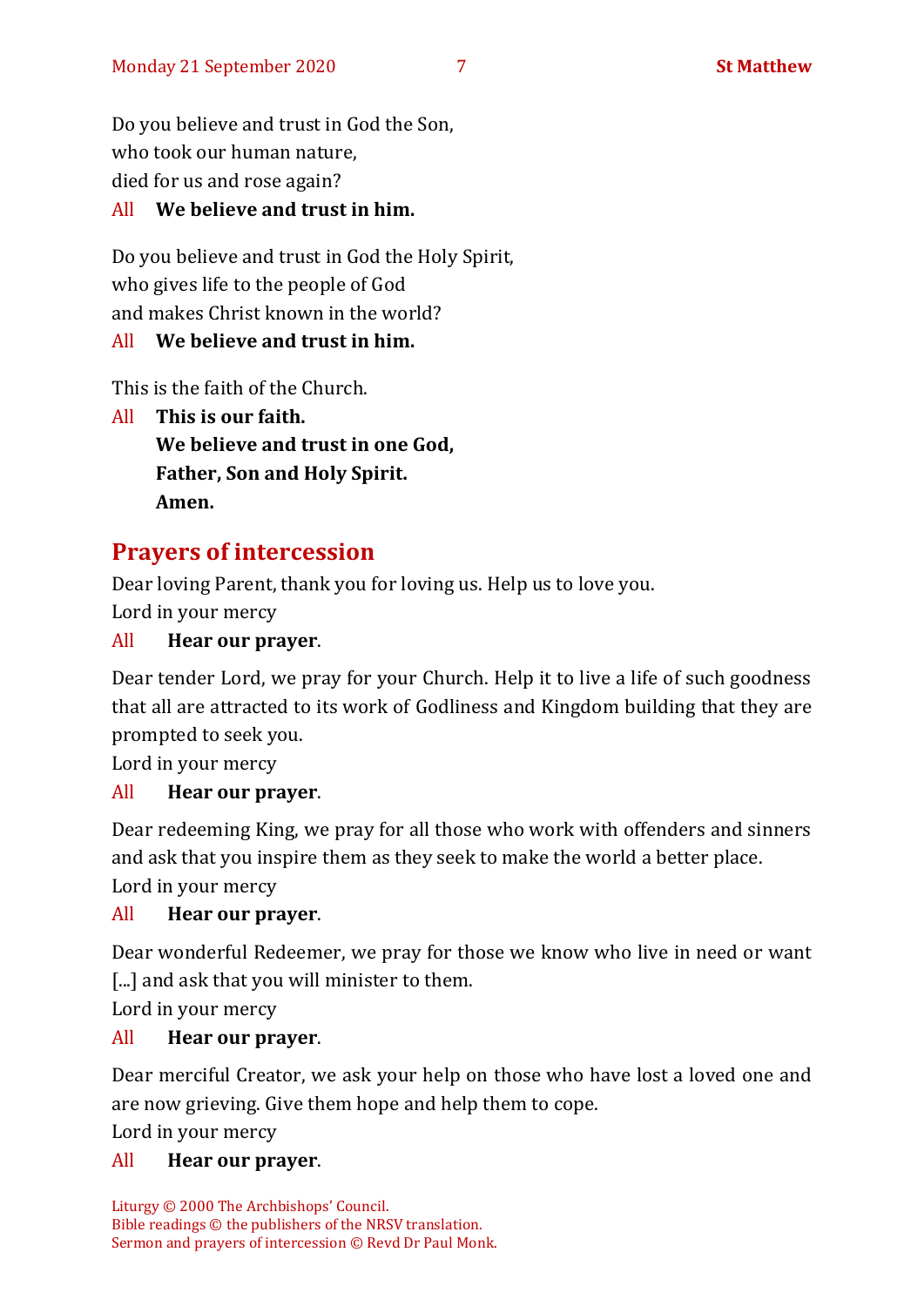Do you believe and trust in God the Son,
who took our human nature,
died for us and rose again?

All **We believe and trust in him.**

Do you believe and trust in God the Holy Spirit,
who gives life to the people of God
and makes Christ known in the world?

All **We believe and trust in him.**

This is the faith of the Church.

All **This is our faith.**
**We believe and trust in one God,**
**Father, Son and Holy Spirit.**
**Amen.**

## Prayers of intercession

Dear loving Parent, thank you for loving us. Help us to love you.
Lord in your mercy

All **Hear our prayer**.

Dear tender Lord, we pray for your Church. Help it to live a life of such goodness that all are attracted to its work of Godliness and Kingdom building that they are prompted to seek you.
Lord in your mercy

All **Hear our prayer**.

Dear redeeming King, we pray for all those who work with offenders and sinners and ask that you inspire them as they seek to make the world a better place.
Lord in your mercy

All **Hear our prayer**.

Dear wonderful Redeemer, we pray for those we know who live in need or want [...] and ask that you will minister to them.
Lord in your mercy

All **Hear our prayer**.

Dear merciful Creator, we ask your help on those who have lost a loved one and are now grieving. Give them hope and help them to cope.
Lord in your mercy

All **Hear our prayer**.

Liturgy © 2000 The Archbishops' Council.
Bible readings © the publishers of the NRSV translation.
Sermon and prayers of intercession © Revd Dr Paul Monk.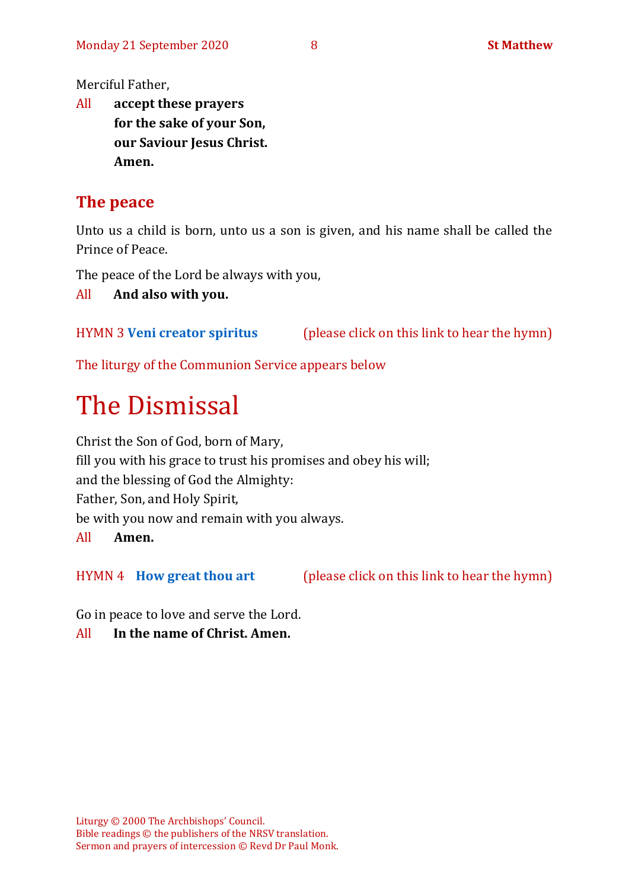Merciful Father,

All **accept these prayers**
**for the sake of your Son,**
**our Saviour Jesus Christ.**
**Amen.**

## The peace

Unto us a child is born, unto us a son is given, and his name shall be called the Prince of Peace.

The peace of the Lord be always with you,

All **And also with you.**

HYMN 3 **Veni creator spiritus** (please click on this link to hear the hymn)

The liturgy of the Communion Service appears below

# The Dismissal

Christ the Son of God, born of Mary,
fill you with his grace to trust his promises and obey his will;
and the blessing of God the Almighty:
Father, Son, and Holy Spirit,
be with you now and remain with you always.

All **Amen.**

HYMN 4 **How great thou art** (please click on this link to hear the hymn)

Go in peace to love and serve the Lord.

All **In the name of Christ. Amen.**

Liturgy © 2000 The Archbishops' Council.
Bible readings © the publishers of the NRSV translation.
Sermon and prayers of intercession © Revd Dr Paul Monk.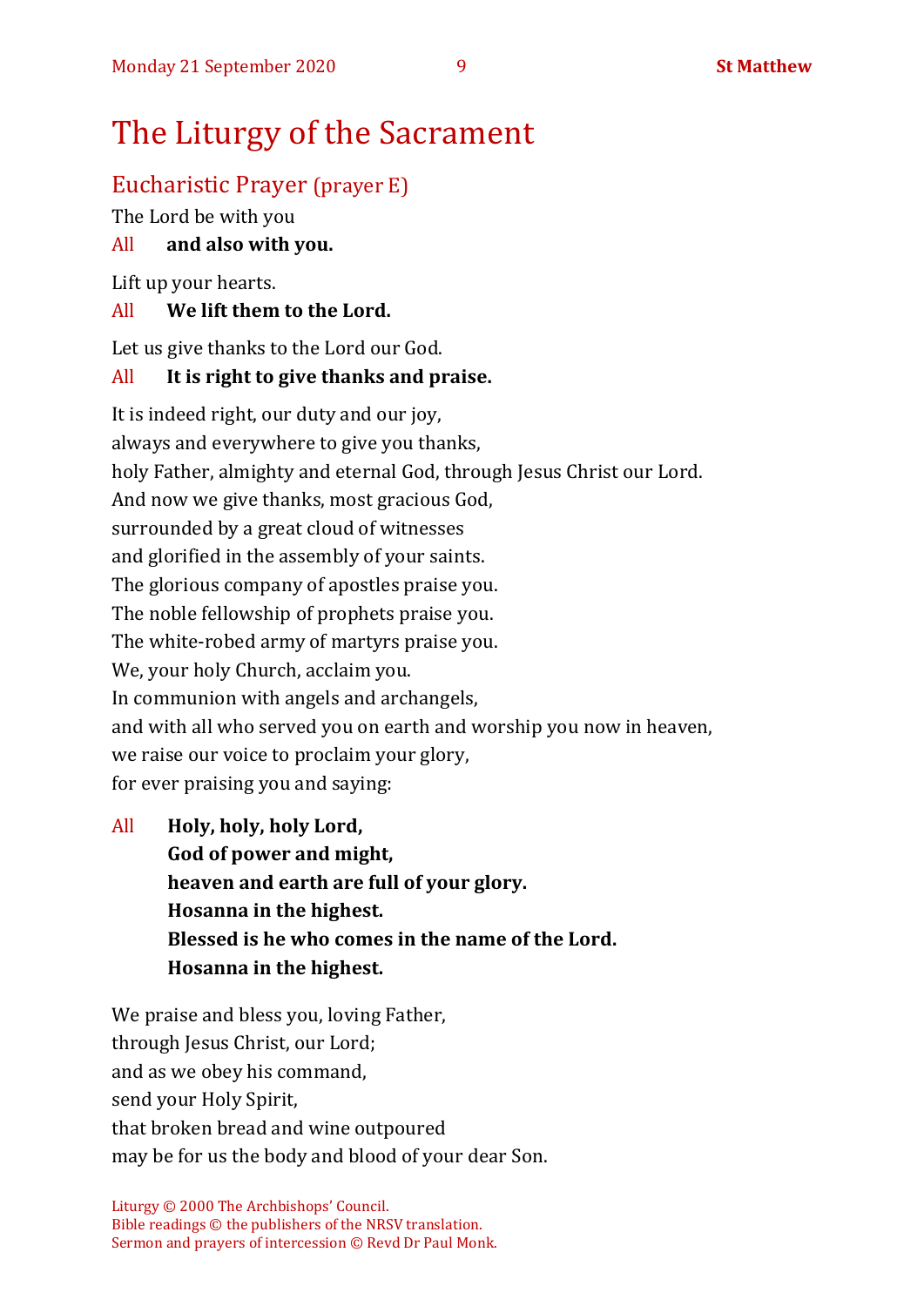# The Liturgy of the Sacrament

## Eucharistic Prayer (prayer E)

The Lord be with you

All **and also with you.**

Lift up your hearts.

All **We lift them to the Lord.**

Let us give thanks to the Lord our God.

All **It is right to give thanks and praise.**

It is indeed right, our duty and our joy,
always and everywhere to give you thanks,
holy Father, almighty and eternal God, through Jesus Christ our Lord.
And now we give thanks, most gracious God,
surrounded by a great cloud of witnesses
and glorified in the assembly of your saints.
The glorious company of apostles praise you.
The noble fellowship of prophets praise you.
The white-robed army of martyrs praise you.
We, your holy Church, acclaim you.
In communion with angels and archangels,
and with all who served you on earth and worship you now in heaven,
we raise our voice to proclaim your glory,
for ever praising you and saying:

All **Holy, holy, holy Lord,**
**God of power and might,**
**heaven and earth are full of your glory.**
**Hosanna in the highest.**
**Blessed is he who comes in the name of the Lord.**
**Hosanna in the highest.**

We praise and bless you, loving Father,
through Jesus Christ, our Lord;
and as we obey his command,
send your Holy Spirit,
that broken bread and wine outpoured
may be for us the body and blood of your dear Son.

Liturgy © 2000 The Archbishops' Council.
Bible readings © the publishers of the NRSV translation.
Sermon and prayers of intercession © Revd Dr Paul Monk.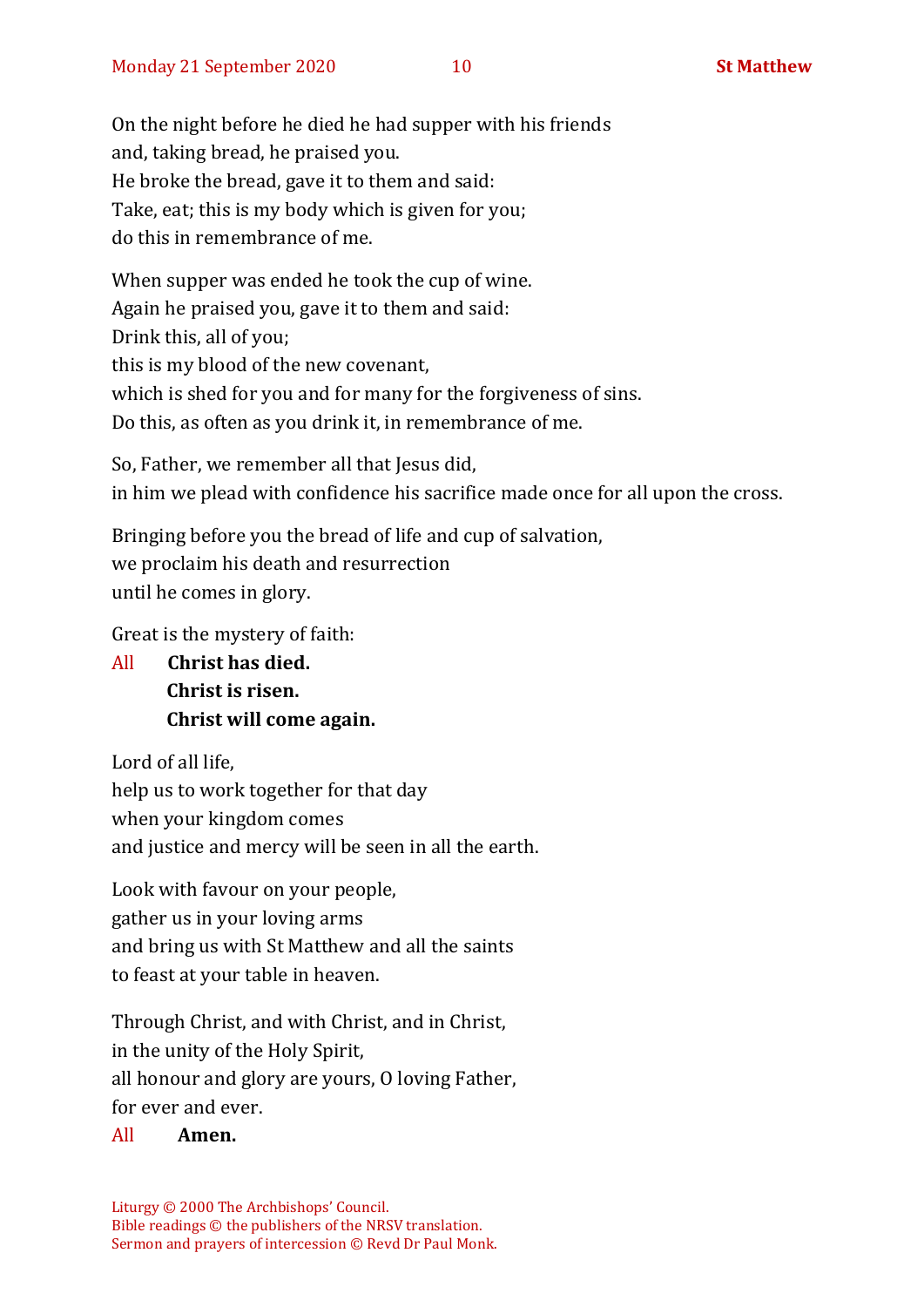On the night before he died he had supper with his friends
and, taking bread, he praised you.
He broke the bread, gave it to them and said:
Take, eat; this is my body which is given for you;
do this in remembrance of me.

When supper was ended he took the cup of wine.
Again he praised you, gave it to them and said:
Drink this, all of you;
this is my blood of the new covenant,
which is shed for you and for many for the forgiveness of sins.
Do this, as often as you drink it, in remembrance of me.

So, Father, we remember all that Jesus did,
in him we plead with confidence his sacrifice made once for all upon the cross.

Bringing before you the bread of life and cup of salvation,
we proclaim his death and resurrection
until he comes in glory.

Great is the mystery of faith:

All **Christ has died.**
**Christ is risen.**
**Christ will come again.**

Lord of all life,
help us to work together for that day
when your kingdom comes
and justice and mercy will be seen in all the earth.

Look with favour on your people,
gather us in your loving arms
and bring us with St Matthew and all the saints
to feast at your table in heaven.

Through Christ, and with Christ, and in Christ,
in the unity of the Holy Spirit,
all honour and glory are yours, O loving Father,
for ever and ever.

All **Amen.**

Liturgy © 2000 The Archbishops' Council.
Bible readings © the publishers of the NRSV translation.
Sermon and prayers of intercession © Revd Dr Paul Monk.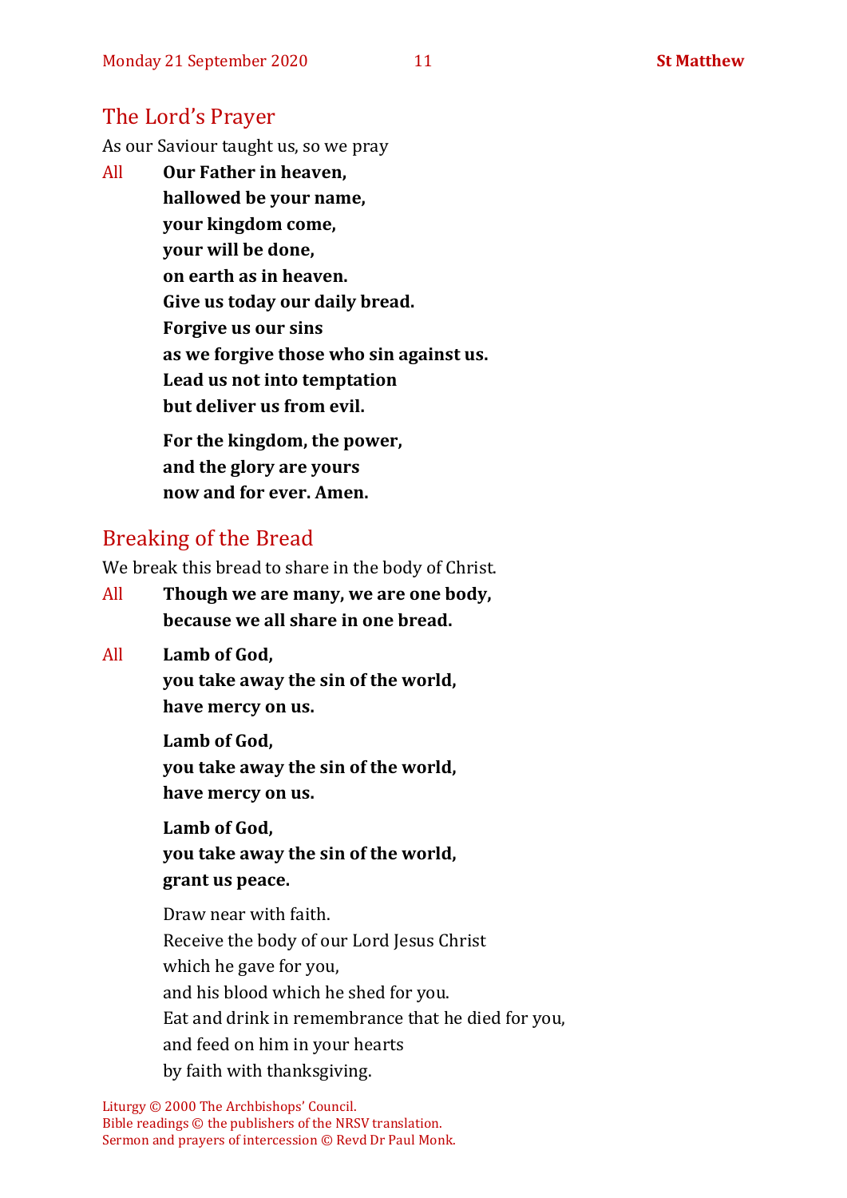## The Lord's Prayer

As our Saviour taught us, so we pray

All **Our Father in heaven,**
**hallowed be your name,**
**your kingdom come,**
**your will be done,**
**on earth as in heaven.**
**Give us today our daily bread.**
**Forgive us our sins**
**as we forgive those who sin against us.**
**Lead us not into temptation**
**but deliver us from evil.**

**For the kingdom, the power,**
**and the glory are yours**
**now and for ever. Amen.**

## Breaking of the Bread

We break this bread to share in the body of Christ.

All **Though we are many, we are one body,**
**because we all share in one bread.**

All **Lamb of God,**
**you take away the sin of the world,**
**have mercy on us.**

**Lamb of God,**
**you take away the sin of the world,**
**have mercy on us.**

**Lamb of God,**
**you take away the sin of the world,**
**grant us peace.**

Draw near with faith.
Receive the body of our Lord Jesus Christ
which he gave for you,
and his blood which he shed for you.
Eat and drink in remembrance that he died for you,
and feed on him in your hearts
by faith with thanksgiving.

Liturgy © 2000 The Archbishops' Council.
Bible readings © the publishers of the NRSV translation.
Sermon and prayers of intercession © Revd Dr Paul Monk.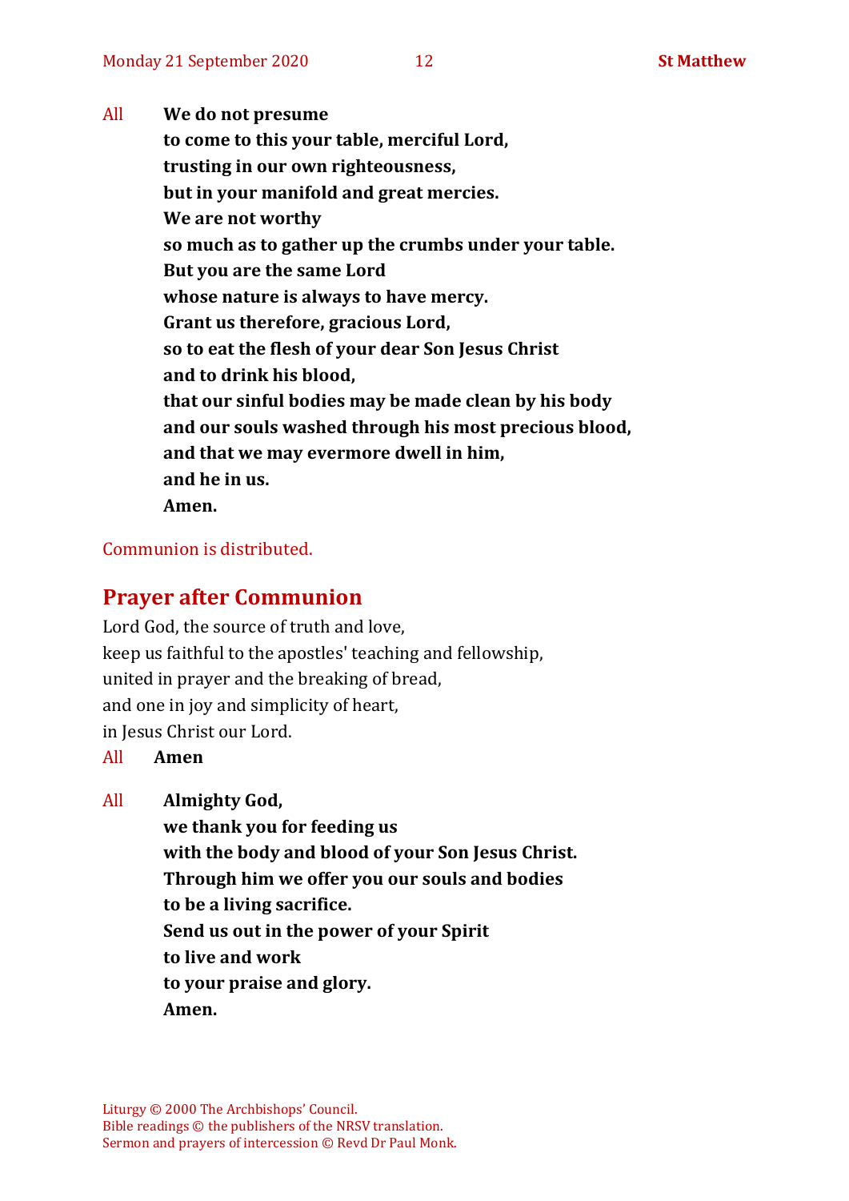All **We do not presume**
**to come to this your table, merciful Lord,**
**trusting in our own righteousness,**
**but in your manifold and great mercies.**
**We are not worthy**
**so much as to gather up the crumbs under your table.**
**But you are the same Lord**
**whose nature is always to have mercy.**
**Grant us therefore, gracious Lord,**
**so to eat the flesh of your dear Son Jesus Christ**
**and to drink his blood,**
**that our sinful bodies may be made clean by his body**
**and our souls washed through his most precious blood,**
**and that we may evermore dwell in him,**
**and he in us.**
**Amen.**

Communion is distributed.

## Prayer after Communion

Lord God, the source of truth and love,
keep us faithful to the apostles' teaching and fellowship,
united in prayer and the breaking of bread,
and one in joy and simplicity of heart,
in Jesus Christ our Lord.

All **Amen**

All **Almighty God,**
**we thank you for feeding us**
**with the body and blood of your Son Jesus Christ.**
**Through him we offer you our souls and bodies**
**to be a living sacrifice.**
**Send us out in the power of your Spirit**
**to live and work**
**to your praise and glory.**
**Amen.**

Liturgy © 2000 The Archbishops' Council.
Bible readings © the publishers of the NRSV translation.
Sermon and prayers of intercession © Revd Dr Paul Monk.